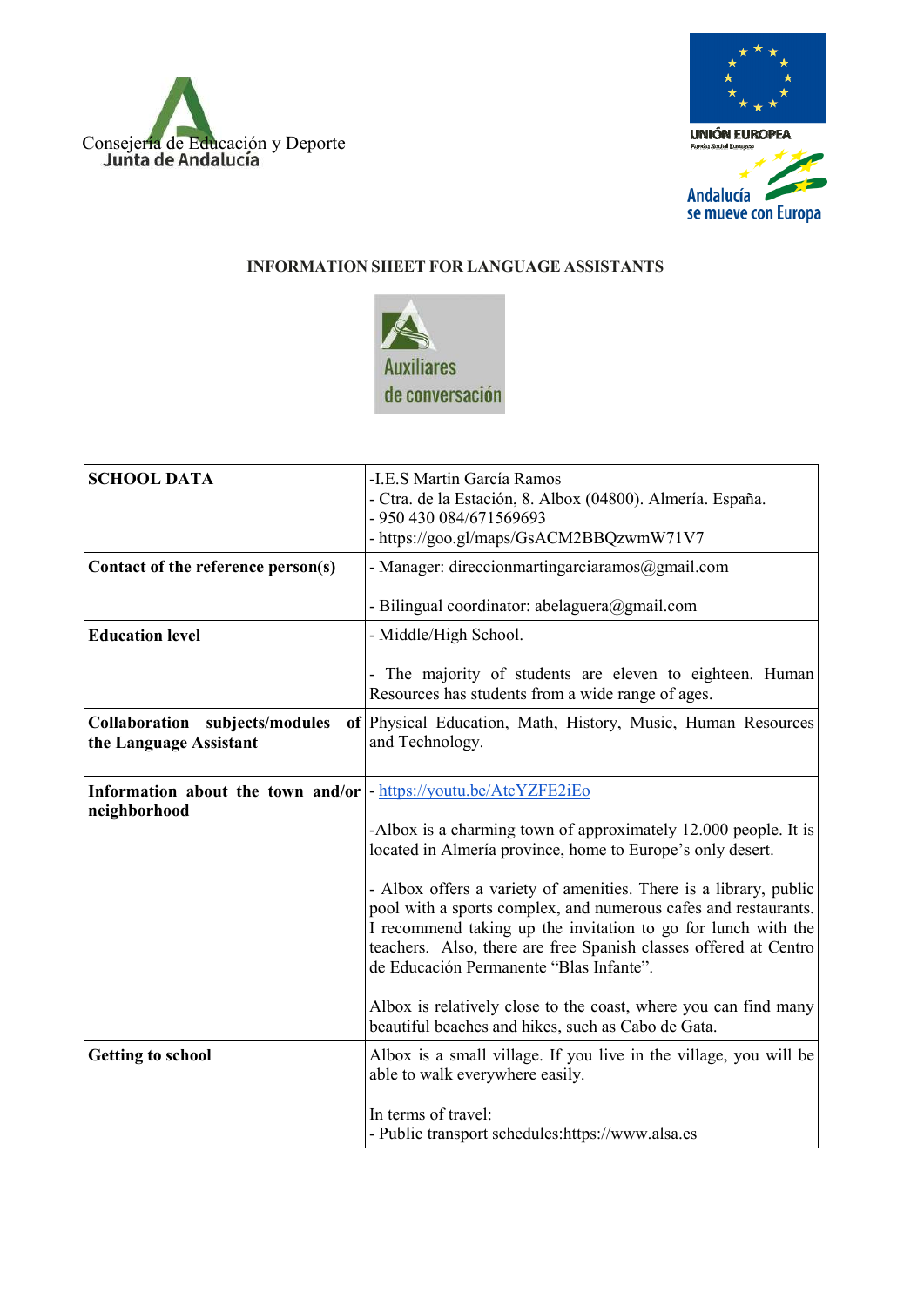Consejería de Educación y Deporte
Junta de Andalucía

UNIÓN EUROPEA
Fondo Social Europeo
Andalucía se mueve con Europa

**INFORMATION SHEET FOR LANGUAGE ASSISTANTS**

Auxiliares de conversación

| | |
|---|---|
| **SCHOOL DATA** | -I.E.S Martin García Ramos<br>- Ctra. de la Estación, 8. Albox (04800). Almería. España.<br>- 950 430 084/671569693<br>- https://goo.gl/maps/GsACM2BBQzwmW71V7 |
| **Contact of the reference person(s)** | - Manager: direccionmartingarciaramos@gmail.com<br><br>- Bilingual coordinator: abelaguera@gmail.com |
| **Education level** | - Middle/High School.<br><br>- The majority of students are eleven to eighteen. Human Resources has students from a wide range of ages. |
| **Collaboration subjects/modules of the Language Assistant** | Physical Education, Math, History, Music, Human Resources and Technology. |
| **Information about the town and/or neighborhood** | - https://youtu.be/AtcYZFE2iEo<br><br>-Albox is a charming town of approximately 12.000 people. It is located in Almería province, home to Europe's only desert.<br><br>- Albox offers a variety of amenities. There is a library, public pool with a sports complex, and numerous cafes and restaurants. I recommend taking up the invitation to go for lunch with the teachers. Also, there are free Spanish classes offered at Centro de Educación Permanente "Blas Infante".<br><br>Albox is relatively close to the coast, where you can find many beautiful beaches and hikes, such as Cabo de Gata. |
| **Getting to school** | Albox is a small village. If you live in the village, you will be able to walk everywhere easily.<br><br>In terms of travel:<br>- Public transport schedules:https://www.alsa.es |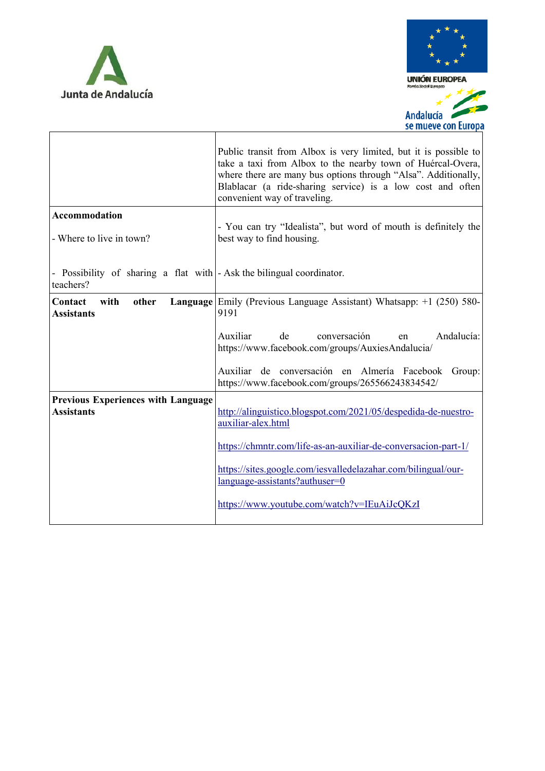| | |
|---|---|
| | Public transit from Albox is very limited, but it is possible to take a taxi from Albox to the nearby town of Huércal-Overa, where there are many bus options through "Alsa". Additionally, Blablacar (a ride-sharing service) is a low cost and often convenient way of traveling. |
| **Accommodation**<br><br>- Where to live in town?<br><br><br>- Possibility of sharing a flat with teachers? | - You can try "Idealista", but word of mouth is definitely the best way to find housing.<br><br><br>- Ask the bilingual coordinator. |
| **Contact with other Language Assistants** | Emily (Previous Language Assistant) Whatsapp: +1 (250) 580-9191<br><br>Auxiliar de conversación en Andalucía: https://www.facebook.com/groups/AuxiesAndalucia/<br><br>Auxiliar de conversación en Almería Facebook Group: https://www.facebook.com/groups/265566243834542/ |
| **Previous Experiences with Language Assistants** | http://alinguistico.blogspot.com/2021/05/despedida-de-nuestro-auxiliar-alex.html<br><br>https://chmntr.com/life-as-an-auxiliar-de-conversacion-part-1/<br><br>https://sites.google.com/iesvalledelazahar.com/bilingual/our-language-assistants?authuser=0<br><br>https://www.youtube.com/watch?v=IEuAiJcQKzI |